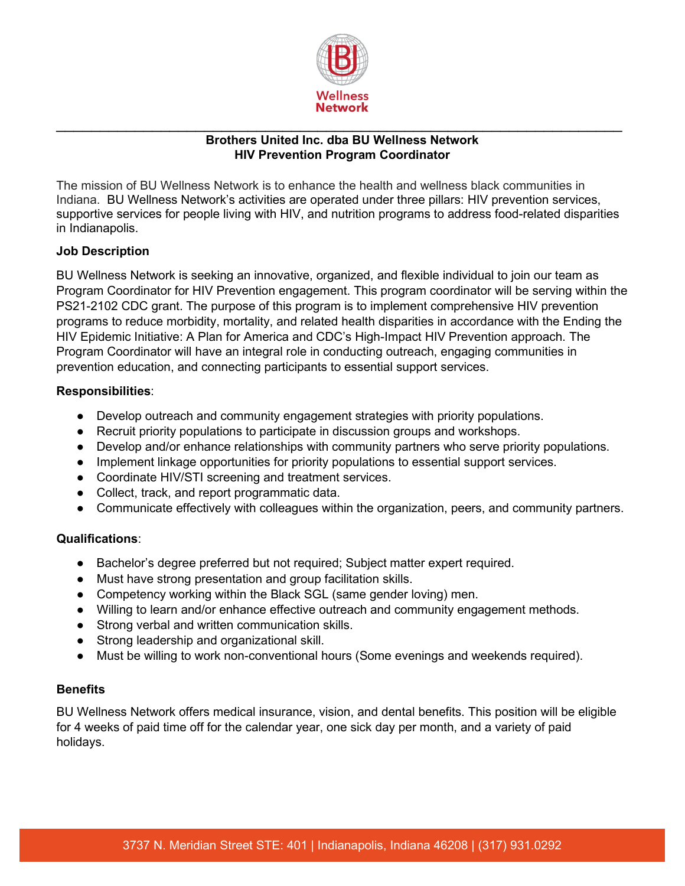Wellness Network

**Brothers United Inc. dba BU Wellness Network**
**HIV Prevention Program Coordinator**

The mission of BU Wellness Network is to enhance the health and wellness black communities in Indiana. BU Wellness Network's activities are operated under three pillars: HIV prevention services, supportive services for people living with HIV, and nutrition programs to address food-related disparities in Indianapolis.

**Job Description**

BU Wellness Network is seeking an innovative, organized, and flexible individual to join our team as Program Coordinator for HIV Prevention engagement. This program coordinator will be serving within the PS21-2102 CDC grant. The purpose of this program is to implement comprehensive HIV prevention programs to reduce morbidity, mortality, and related health disparities in accordance with the Ending the HIV Epidemic Initiative: A Plan for America and CDC's High-Impact HIV Prevention approach. The Program Coordinator will have an integral role in conducting outreach, engaging communities in prevention education, and connecting participants to essential support services.

**Responsibilities**:

- Develop outreach and community engagement strategies with priority populations.
- Recruit priority populations to participate in discussion groups and workshops.
- Develop and/or enhance relationships with community partners who serve priority populations.
- Implement linkage opportunities for priority populations to essential support services.
- Coordinate HIV/STI screening and treatment services.
- Collect, track, and report programmatic data.
- Communicate effectively with colleagues within the organization, peers, and community partners.

**Qualifications**:

- Bachelor's degree preferred but not required; Subject matter expert required.
- Must have strong presentation and group facilitation skills.
- Competency working within the Black SGL (same gender loving) men.
- Willing to learn and/or enhance effective outreach and community engagement methods.
- Strong verbal and written communication skills.
- Strong leadership and organizational skill.
- Must be willing to work non-conventional hours (Some evenings and weekends required).

**Benefits**

BU Wellness Network offers medical insurance, vision, and dental benefits. This position will be eligible for 4 weeks of paid time off for the calendar year, one sick day per month, and a variety of paid holidays.

3737 N. Meridian Street STE: 401 | Indianapolis, Indiana 46208 | (317) 931.0292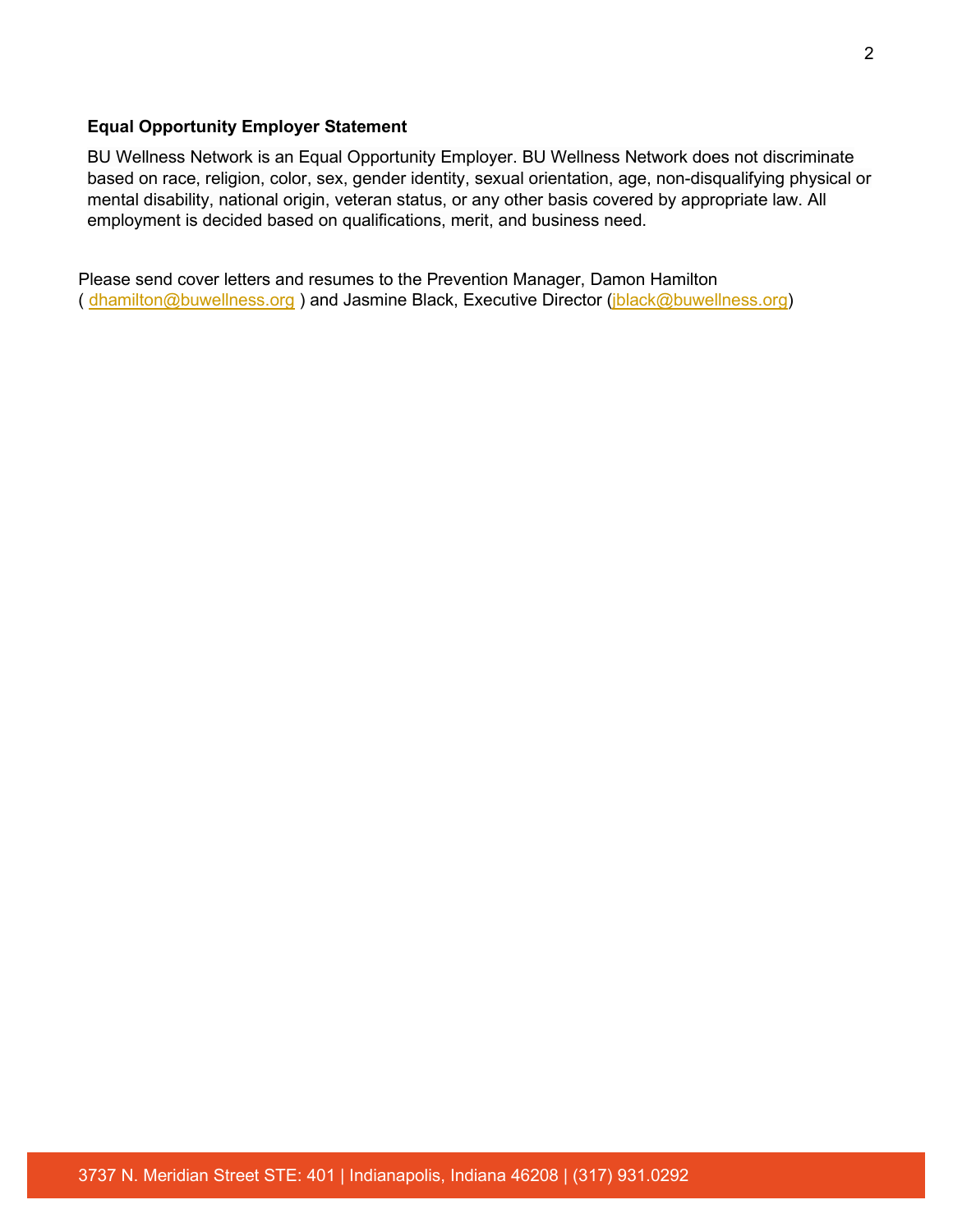**Equal Opportunity Employer Statement**

BU Wellness Network is an Equal Opportunity Employer. BU Wellness Network does not discriminate based on race, religion, color, sex, gender identity, sexual orientation, age, non-disqualifying physical or mental disability, national origin, veteran status, or any other basis covered by appropriate law. All employment is decided based on qualifications, merit, and business need.

Please send cover letters and resumes to the Prevention Manager, Damon Hamilton ( dhamilton@buwellness.org ) and Jasmine Black, Executive Director (jblack@buwellness.org)

3737 N. Meridian Street STE: 401 | Indianapolis, Indiana 46208 | (317) 931.0292